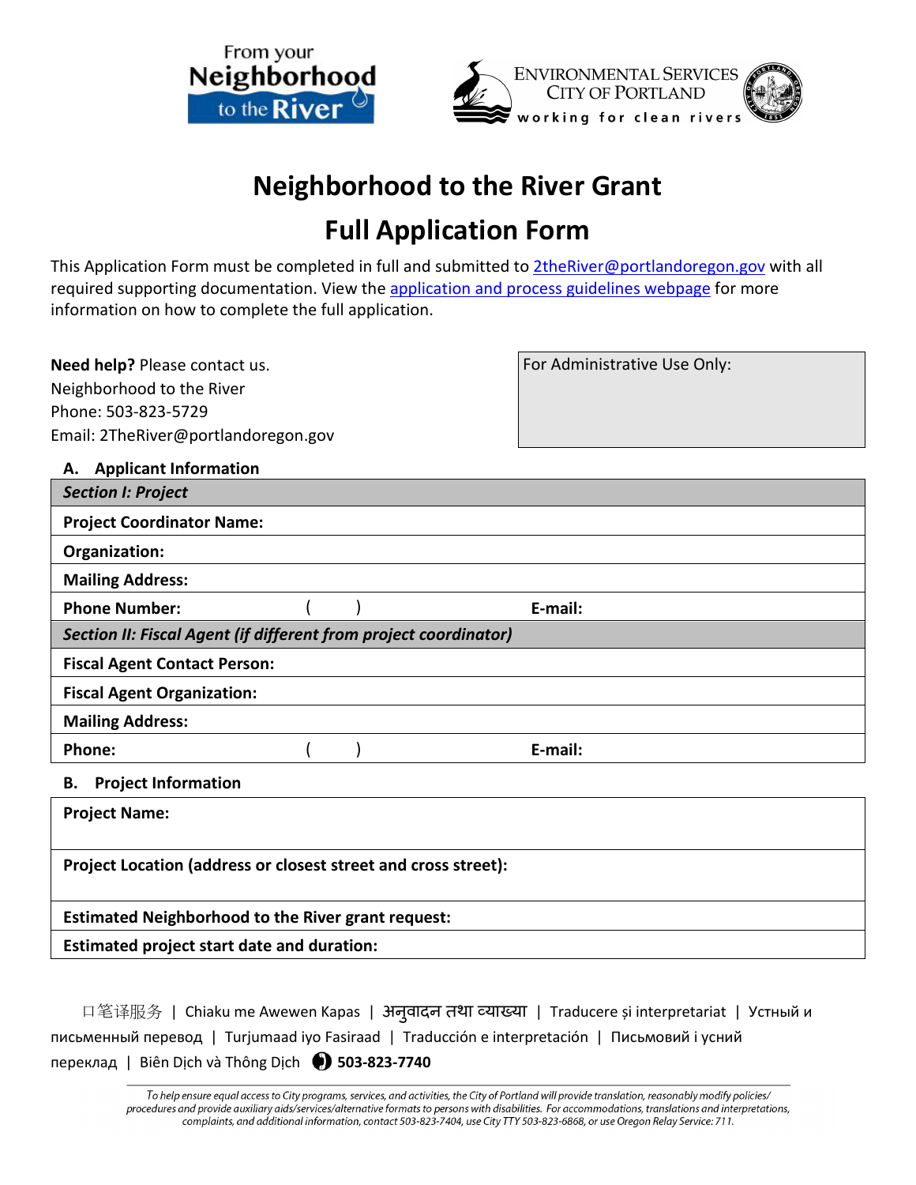From your **Neighborhood to the River**

ENVIRONMENTAL SERVICES
CITY OF PORTLAND
working for clean rivers

# Neighborhood to the River Grant

# Full Application Form

This Application Form must be completed in full and submitted to 2theRiver@portlandoregon.gov with all required supporting documentation. View the application and process guidelines webpage for more information on how to complete the full application.

**Need help?** Please contact us.
Neighborhood to the River
Phone: 503-823-5729
Email: 2TheRiver@portlandoregon.gov

| For Administrative Use Only: |
|---|
| |

### A. Applicant Information

| ***Section I: Project*** | | |
|---|---|---|
| **Project Coordinator Name:** | | |
| **Organization:** | | |
| **Mailing Address:** | | |
| **Phone Number:** | (     ) | **E-mail:** |
| ***Section II: Fiscal Agent (if different from project coordinator)*** | | |
| **Fiscal Agent Contact Person:** | | |
| **Fiscal Agent Organization:** | | |
| **Mailing Address:** | | |
| **Phone:** | (     ) | **E-mail:** |

### B. Project Information

| **Project Name:** |
|---|
| **Project Location (address or closest street and cross street):** |
| **Estimated Neighborhood to the River grant request:** |
| **Estimated project start date and duration:** |

口笔译服务 | Chiaku me Awewen Kapas | अनुवादन तथा व्याख्या | Traducere și interpretariat | Устный и письменный перевод | Turjumaad iyo Fasiraad | Traducción e interpretación | Письмовий і усний переклад | Biên Dịch và Thông Dịch **503-823-7740**

*To help ensure equal access to City programs, services, and activities, the City of Portland will provide translation, reasonably modify policies/ procedures and provide auxiliary aids/services/alternative formats to persons with disabilities. For accommodations, translations and interpretations, complaints, and additional information, contact 503-823-7404, use City TTY 503-823-6868, or use Oregon Relay Service: 711.*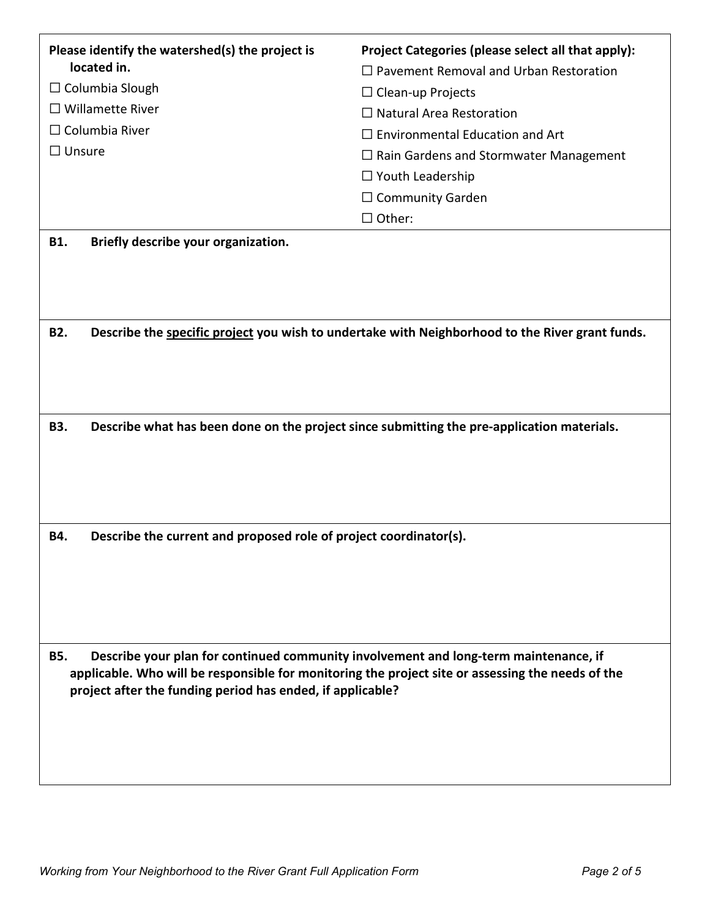**Please identify the watershed(s) the project is located in.**

☐ Columbia Slough
☐ Willamette River
☐ Columbia River
☐ Unsure

**Project Categories (please select all that apply):**

☐ Pavement Removal and Urban Restoration
☐ Clean-up Projects
☐ Natural Area Restoration
☐ Environmental Education and Art
☐ Rain Gardens and Stormwater Management
☐ Youth Leadership
☐ Community Garden
☐ Other:

**B1. Briefly describe your organization.**

**B2. Describe the <u>specific project</u> you wish to undertake with Neighborhood to the River grant funds.**

**B3. Describe what has been done on the project since submitting the pre-application materials.**

**B4. Describe the current and proposed role of project coordinator(s).**

**B5. Describe your plan for continued community involvement and long-term maintenance, if applicable. Who will be responsible for monitoring the project site or assessing the needs of the project after the funding period has ended, if applicable?**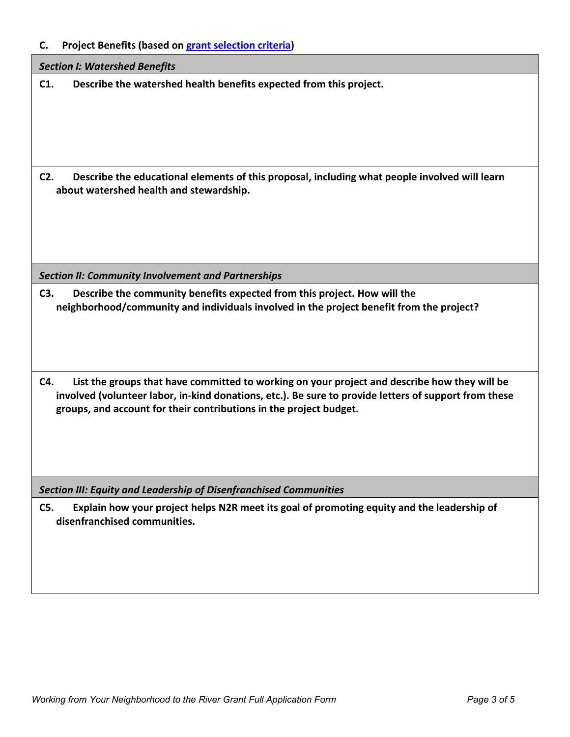**C. Project Benefits (based on [grant selection criteria]())**

***Section I: Watershed Benefits***

**C1. Describe the watershed health benefits expected from this project.**

**C2. Describe the educational elements of this proposal, including what people involved will learn about watershed health and stewardship.**

***Section II: Community Involvement and Partnerships***

**C3. Describe the community benefits expected from this project. How will the neighborhood/community and individuals involved in the project benefit from the project?**

**C4. List the groups that have committed to working on your project and describe how they will be involved (volunteer labor, in-kind donations, etc.). Be sure to provide letters of support from these groups, and account for their contributions in the project budget.**

***Section III: Equity and Leadership of Disenfranchised Communities***

**C5. Explain how your project helps N2R meet its goal of promoting equity and the leadership of disenfranchised communities.**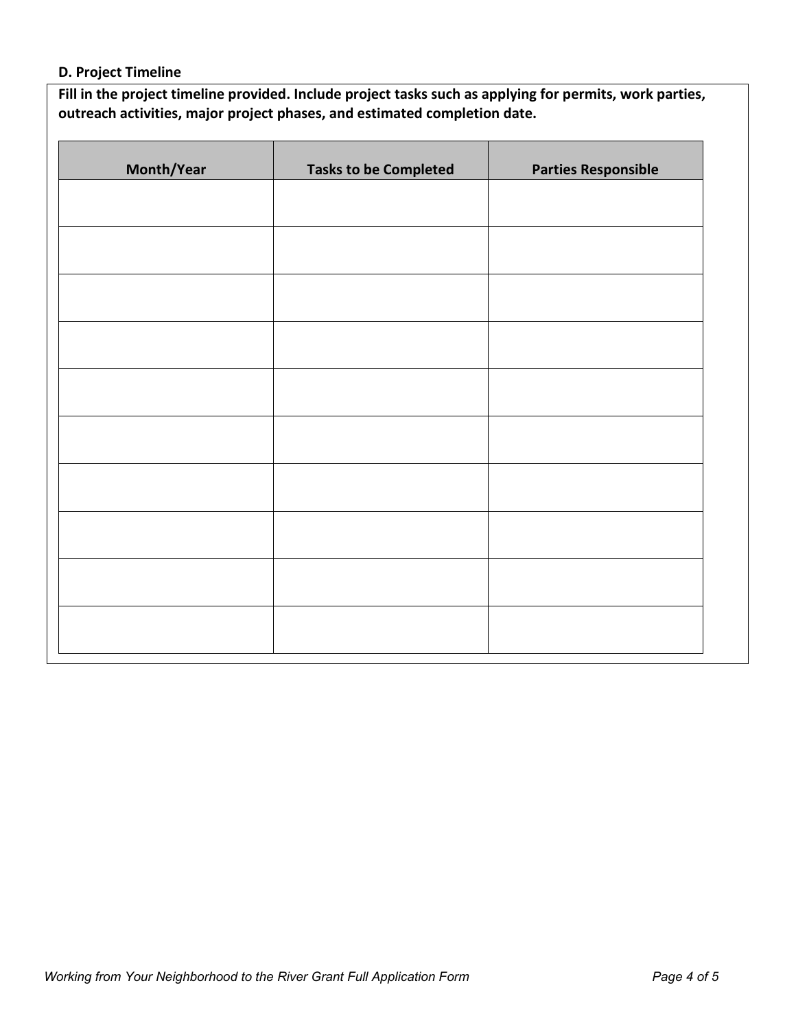**D. Project Timeline**

**Fill in the project timeline provided. Include project tasks such as applying for permits, work parties, outreach activities, major project phases, and estimated completion date.**

| Month/Year | Tasks to be Completed | Parties Responsible |
|---|---|---|
| | | |
| | | |
| | | |
| | | |
| | | |
| | | |
| | | |
| | | |
| | | |
| | | |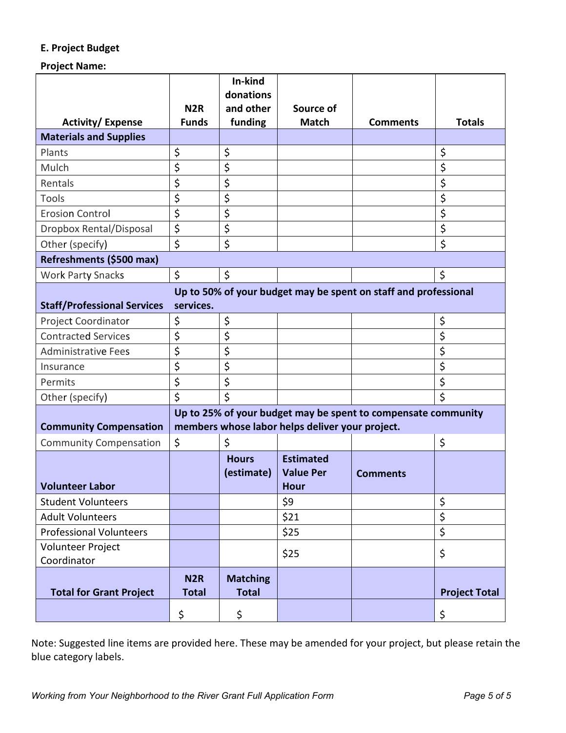**E. Project Budget**

**Project Name:**

| Activity/ Expense | N2R Funds | In-kind donations and other funding | Source of Match | Comments | Totals |
|---|---|---|---|---|---|
| **Materials and Supplies** | | | | | |
| Plants | $ | $ | | | $ |
| Mulch | $ | $ | | | $ |
| Rentals | $ | $ | | | $ |
| Tools | $ | $ | | | $ |
| Erosion Control | $ | $ | | | $ |
| Dropbox Rental/Disposal | $ | $ | | | $ |
| Other (specify) | $ | $ | | | $ |
| **Refreshments ($500 max)** | | | | | |
| Work Party Snacks | $ | $ | | | $ |
| **Staff/Professional Services** | **Up to 50% of your budget may be spent on staff and professional services.** | | | | |
| Project Coordinator | $ | $ | | | $ |
| Contracted Services | $ | $ | | | $ |
| Administrative Fees | $ | $ | | | $ |
| Insurance | $ | $ | | | $ |
| Permits | $ | $ | | | $ |
| Other (specify) | $ | $ | | | $ |
| **Community Compensation** | **Up to 25% of your budget may be spent to compensate community members whose labor helps deliver your project.** | | | | |
| Community Compensation | $ | $ | | | $ |
| **Volunteer Labor** | | **Hours (estimate)** | **Estimated Value Per Hour** | **Comments** | |
| Student Volunteers | | | $9 | | $ |
| Adult Volunteers | | | $21 | | $ |
| Professional Volunteers | | | $25 | | $ |
| Volunteer Project Coordinator | | | $25 | | $ |
| **Total for Grant Project** | **N2R Total** | **Matching Total** | | | **Project Total** |
| | $ | $ | | | $ |

Note: Suggested line items are provided here. These may be amended for your project, but please retain the blue category labels.